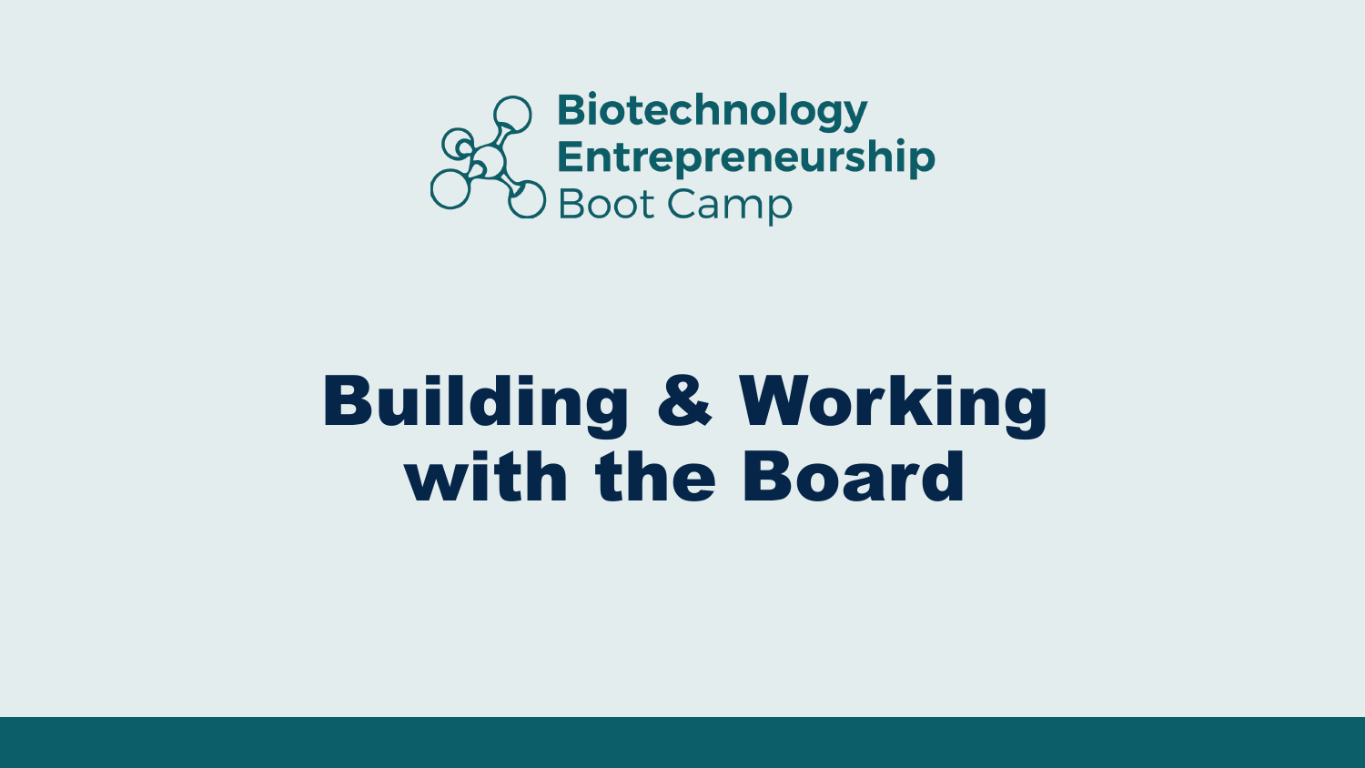Biotechnology Entrepreneurship Boot Camp

# Building & Working with the Board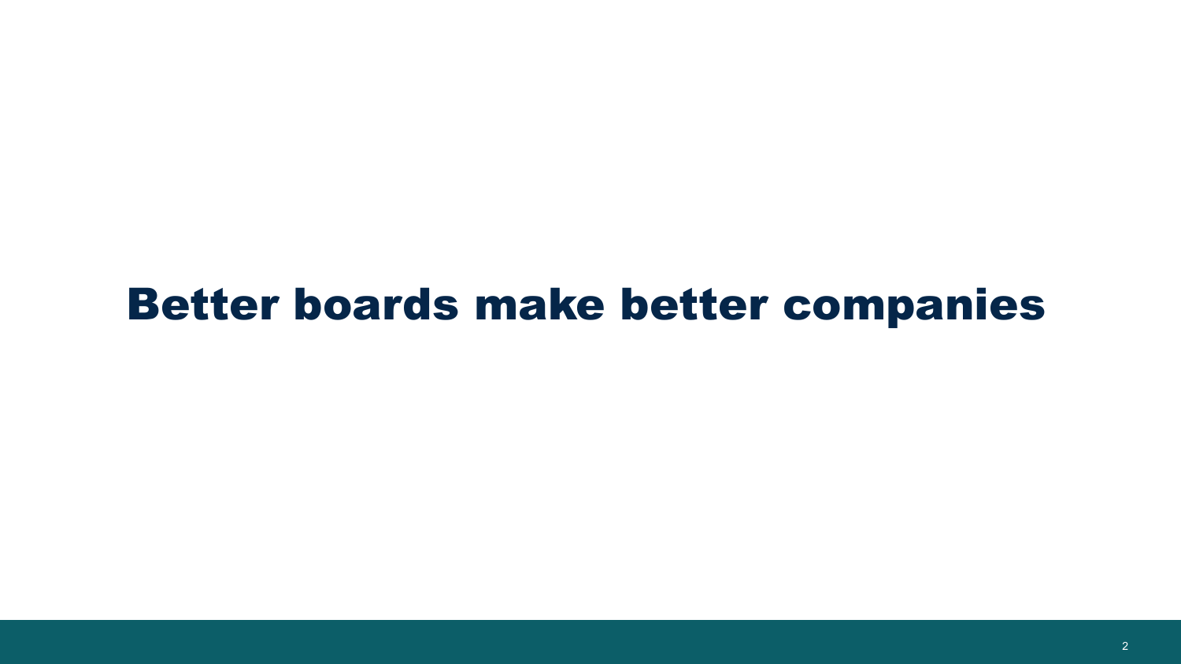# Better boards make better companies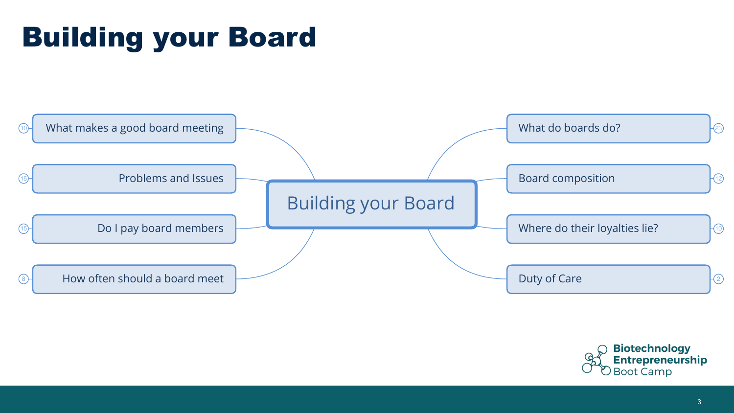# Building your Board

**Building your Board**

- What makes a good board meeting (10)
- Problems and Issues (15)
- Do I pay board members (15)
- How often should a board meet (8)
- What do boards do? (23)
- Board composition (12)
- Where do their loyalties lie? (10)
- Duty of Care (2)

**Biotechnology Entrepreneurship** Boot Camp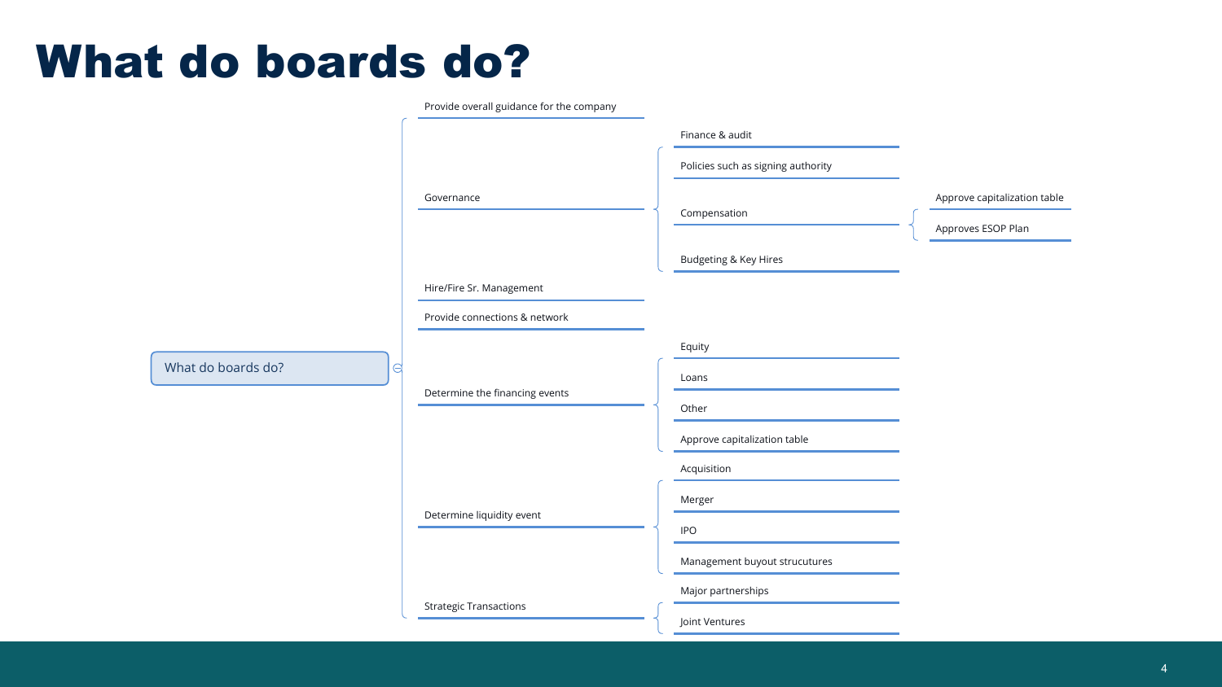# What do boards do?

- What do boards do?
  - Provide overall guidance for the company
  - Governance
    - Finance & audit
    - Policies such as signing authority
    - Compensation
      - Approve capitalization table
      - Approves ESOP Plan
    - Budgeting & Key Hires
  - Hire/Fire Sr. Management
  - Provide connections & network
  - Determine the financing events
    - Equity
    - Loans
    - Other
    - Approve capitalization table
  - Determine liquidity event
    - Acquisition
    - Merger
    - IPO
    - Management buyout strucutures
  - Strategic Transactions
    - Major partnerships
    - Joint Ventures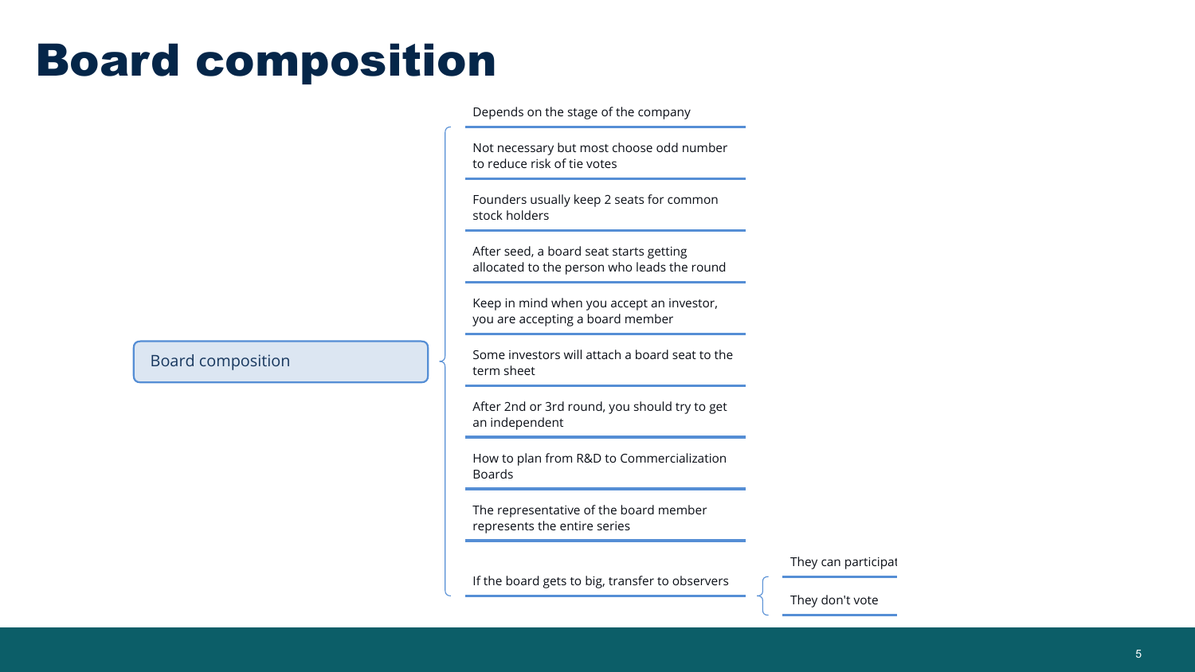# Board composition

- **Board composition**
  - Depends on the stage of the company
  - Not necessary but most choose odd number to reduce risk of tie votes
  - Founders usually keep 2 seats for common stock holders
  - After seed, a board seat starts getting allocated to the person who leads the round
  - Keep in mind when you accept an investor, you are accepting a board member
  - Some investors will attach a board seat to the term sheet
  - After 2nd or 3rd round, you should try to get an independent
  - How to plan from R&D to Commercialization Boards
  - The representative of the board member represents the entire series
  - If the board gets to big, transfer to observers
    - They can participat
    - They don't vote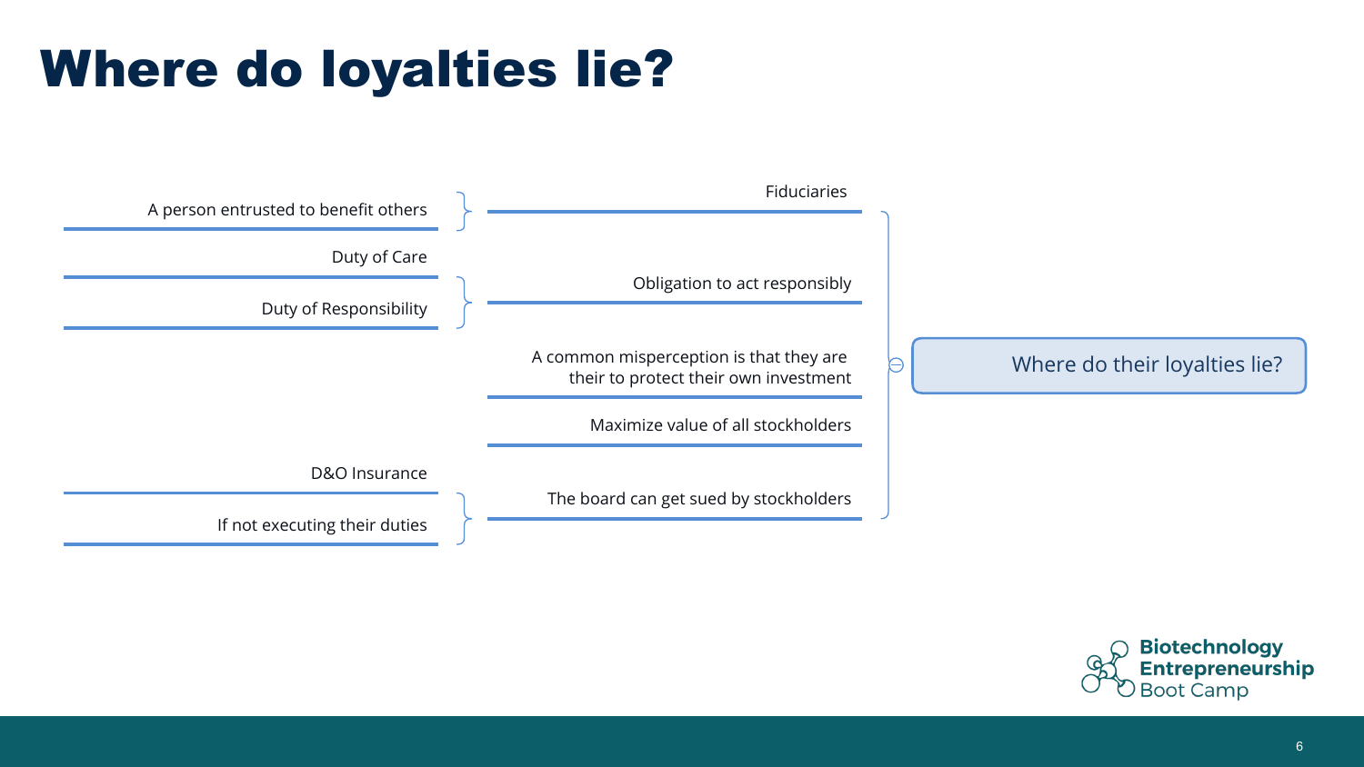# Where do loyalties lie?

- Where do their loyalties lie?
  - Fiduciaries
    - A person entrusted to benefit others
  - Obligation to act responsibly
    - Duty of Care
    - Duty of Responsibility
  - A common misperception is that they are their to protect their own investment
  - Maximize value of all stockholders
  - The board can get sued by stockholders
    - D&O Insurance
    - If not executing their duties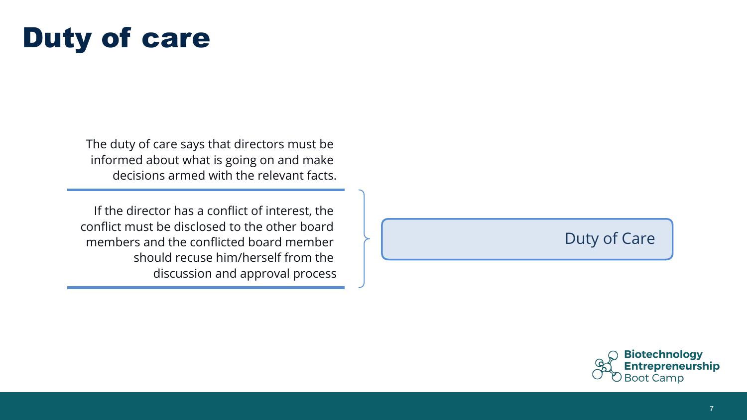# Duty of care

The duty of care says that directors must be informed about what is going on and make decisions armed with the relevant facts.

If the director has a conflict of interest, the conflict must be disclosed to the other board members and the conflicted board member should recuse him/herself from the discussion and approval process

Duty of Care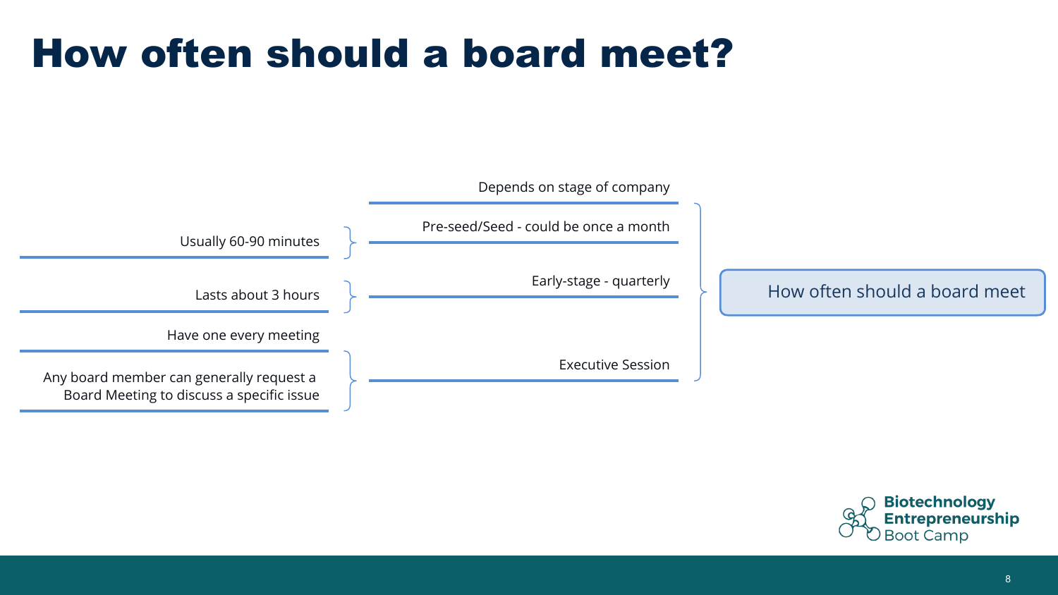# How often should a board meet?

- How often should a board meet
  - Depends on stage of company
  - Pre-seed/Seed - could be once a month
    - Usually 60-90 minutes
  - Early-stage - quarterly
    - Lasts about 3 hours
  - Executive Session
    - Have one every meeting
    - Any board member can generally request a Board Meeting to discuss a specific issue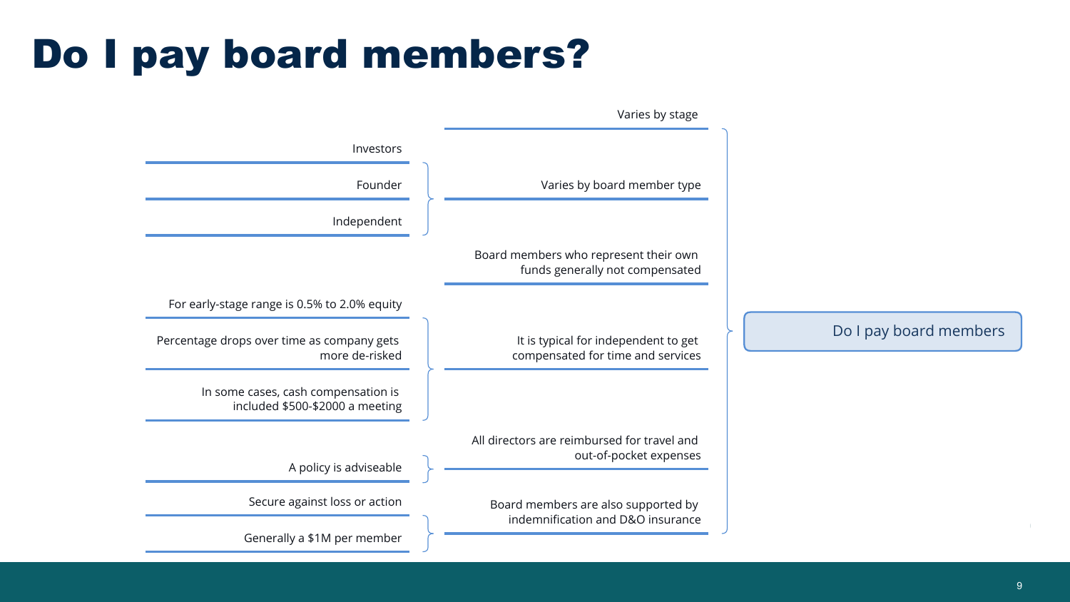# Do I pay board members?

- **Do I pay board members**
  - Varies by stage
  - Varies by board member type
    - Investors
    - Founder
    - Independent
  - Board members who represent their own funds generally not compensated
  - It is typical for independent to get compensated for time and services
    - For early-stage range is 0.5% to 2.0% equity
    - Percentage drops over time as company gets more de-risked
    - In some cases, cash compensation is included $500-$2000 a meeting
  - All directors are reimbursed for travel and out-of-pocket expenses
    - A policy is adviseable
  - Board members are also supported by indemnification and D&O insurance
    - Secure against loss or action
    - Generally a $1M per member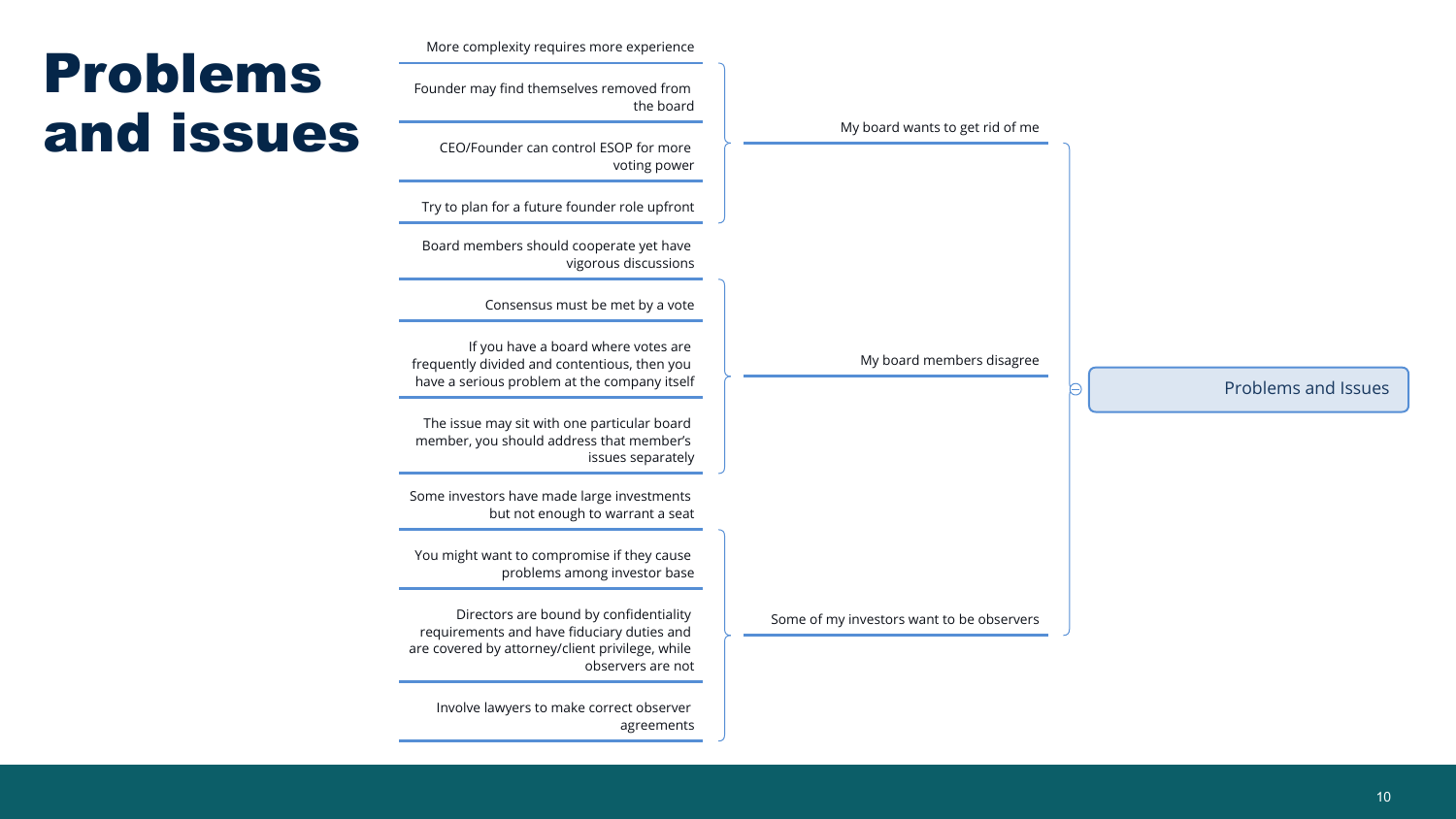# Problems and issues

## Problems and Issues

### My board wants to get rid of me

- More complexity requires more experience
- Founder may find themselves removed from the board
- CEO/Founder can control ESOP for more voting power
- Try to plan for a future founder role upfront

### My board members disagree

- Board members should cooperate yet have vigorous discussions
- Consensus must be met by a vote
- If you have a board where votes are frequently divided and contentious, then you have a serious problem at the company itself
- The issue may sit with one particular board member, you should address that member's issues separately

### Some of my investors want to be observers

- Some investors have made large investments but not enough to warrant a seat
- You might want to compromise if they cause problems among investor base
- Directors are bound by confidentiality requirements and have fiduciary duties and are covered by attorney/client privilege, while observers are not
- Involve lawyers to make correct observer agreements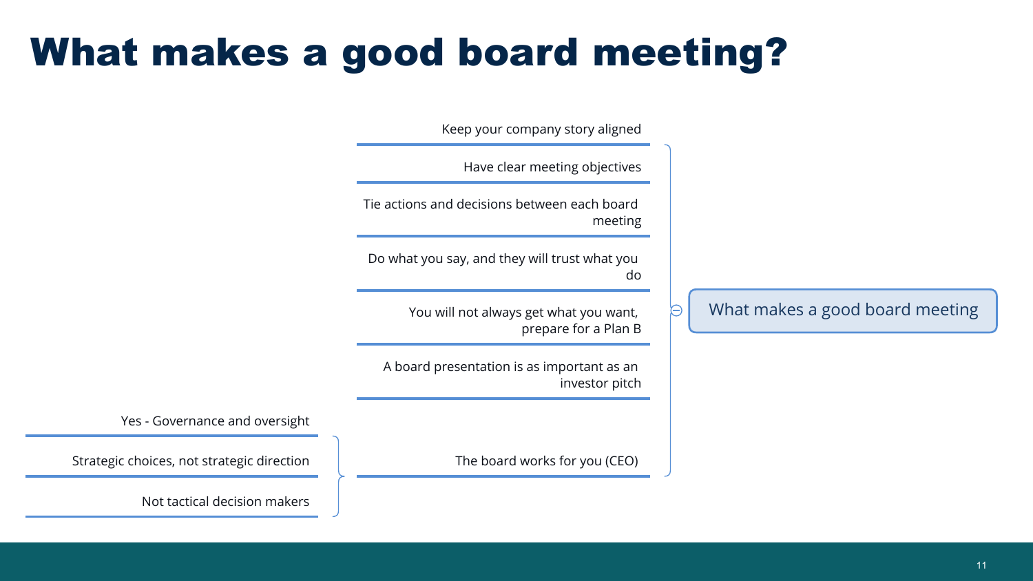# What makes a good board meeting?

## What makes a good board meeting

- Keep your company story aligned
- Have clear meeting objectives
- Tie actions and decisions between each board meeting
- Do what you say, and they will trust what you do
- You will not always get what you want, prepare for a Plan B
- A board presentation is as important as an investor pitch
- The board works for you (CEO)
  - Yes - Governance and oversight
  - Strategic choices, not strategic direction
  - Not tactical decision makers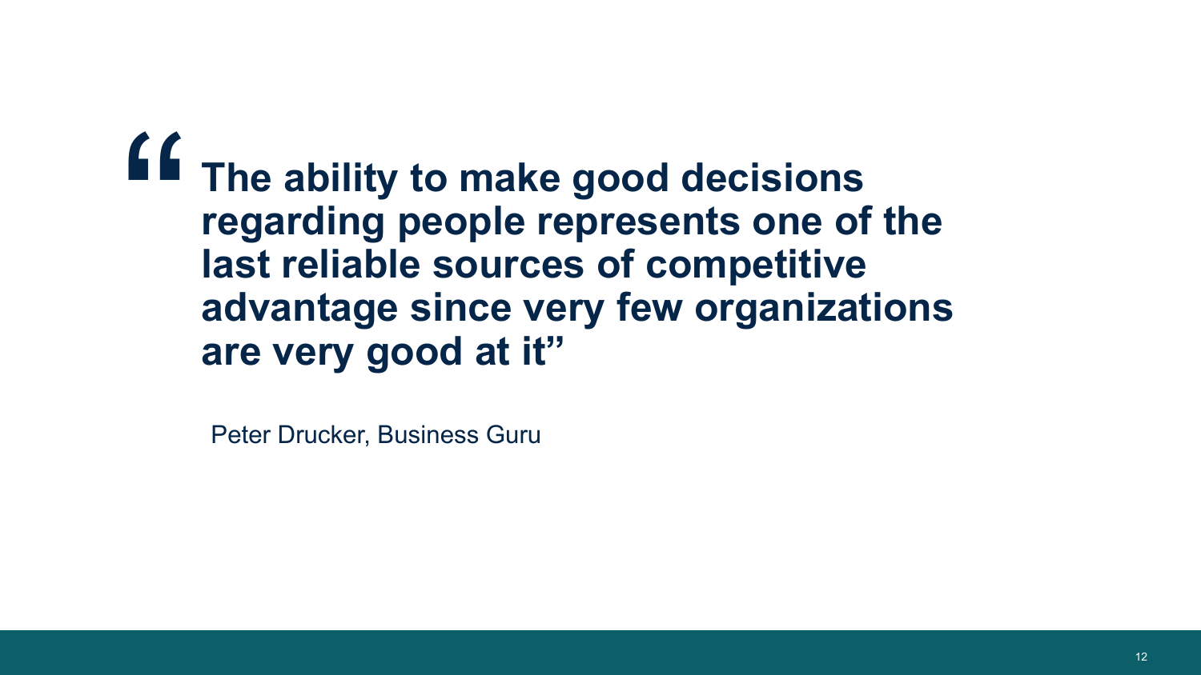> **"The ability to make good decisions regarding people represents one of the last reliable sources of competitive advantage since very few organizations are very good at it"**

Peter Drucker, Business Guru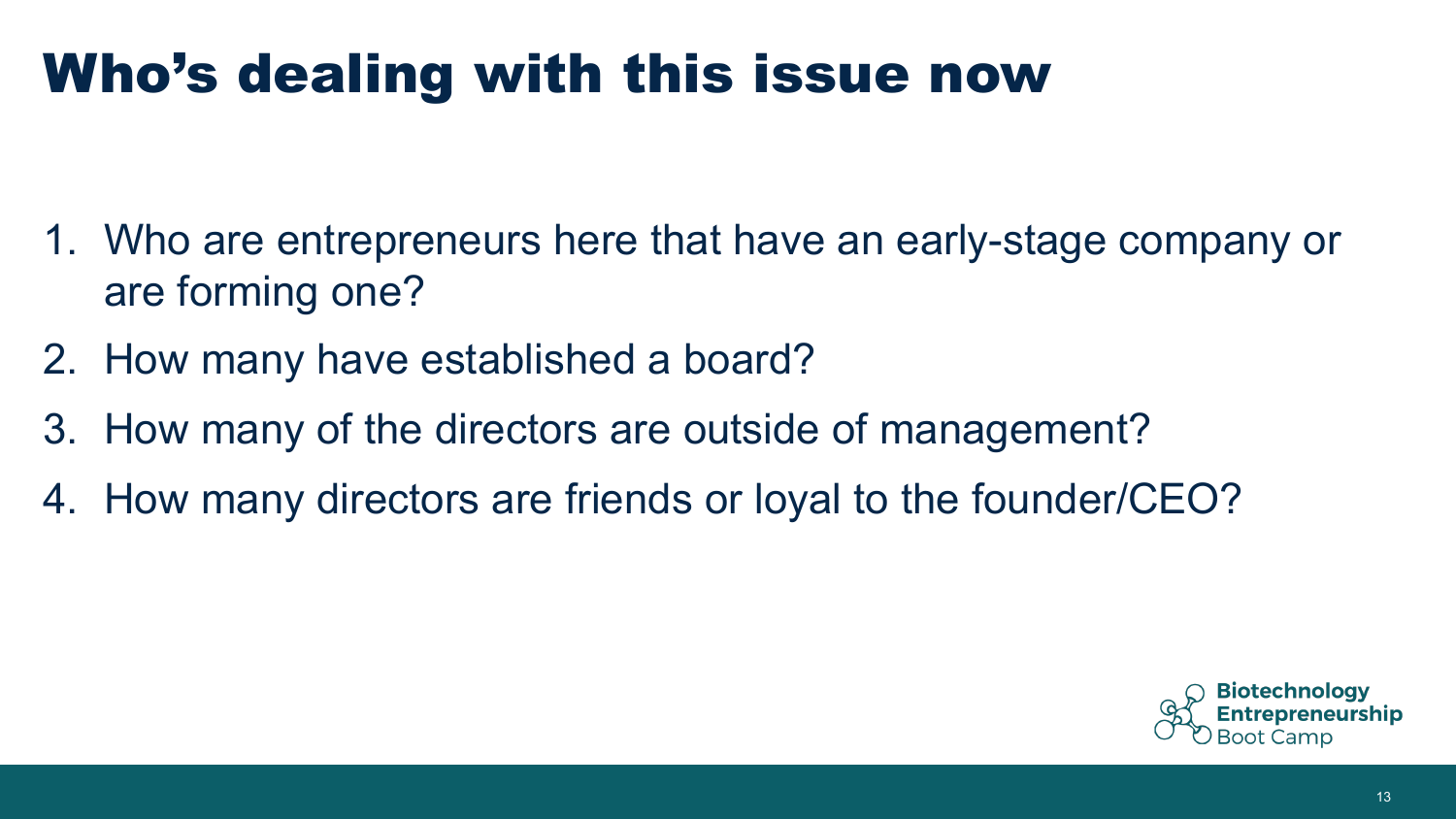# Who's dealing with this issue now

1. Who are entrepreneurs here that have an early-stage company or are forming one?
2. How many have established a board?
3. How many of the directors are outside of management?
4. How many directors are friends or loyal to the founder/CEO?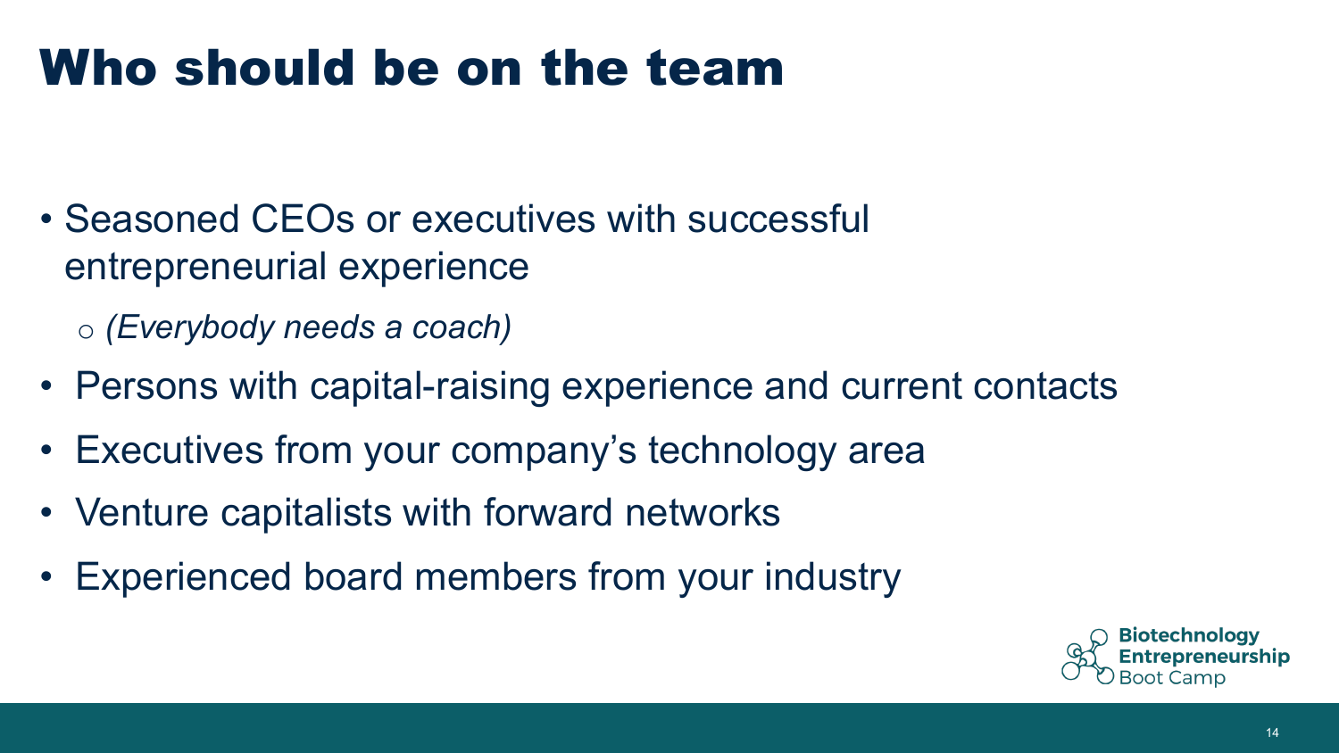# Who should be on the team

- Seasoned CEOs or executives with successful entrepreneurial experience
  - *(Everybody needs a coach)*
- Persons with capital-raising experience and current contacts
- Executives from your company's technology area
- Venture capitalists with forward networks
- Experienced board members from your industry

Biotechnology Entrepreneurship Boot Camp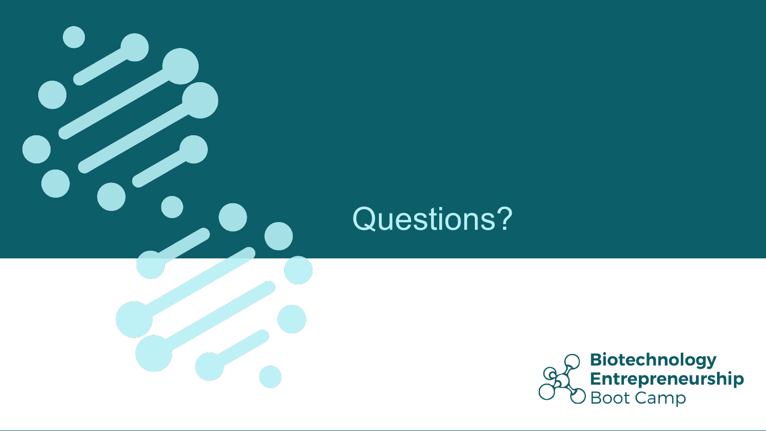# Questions?

**Biotechnology Entrepreneurship** Boot Camp